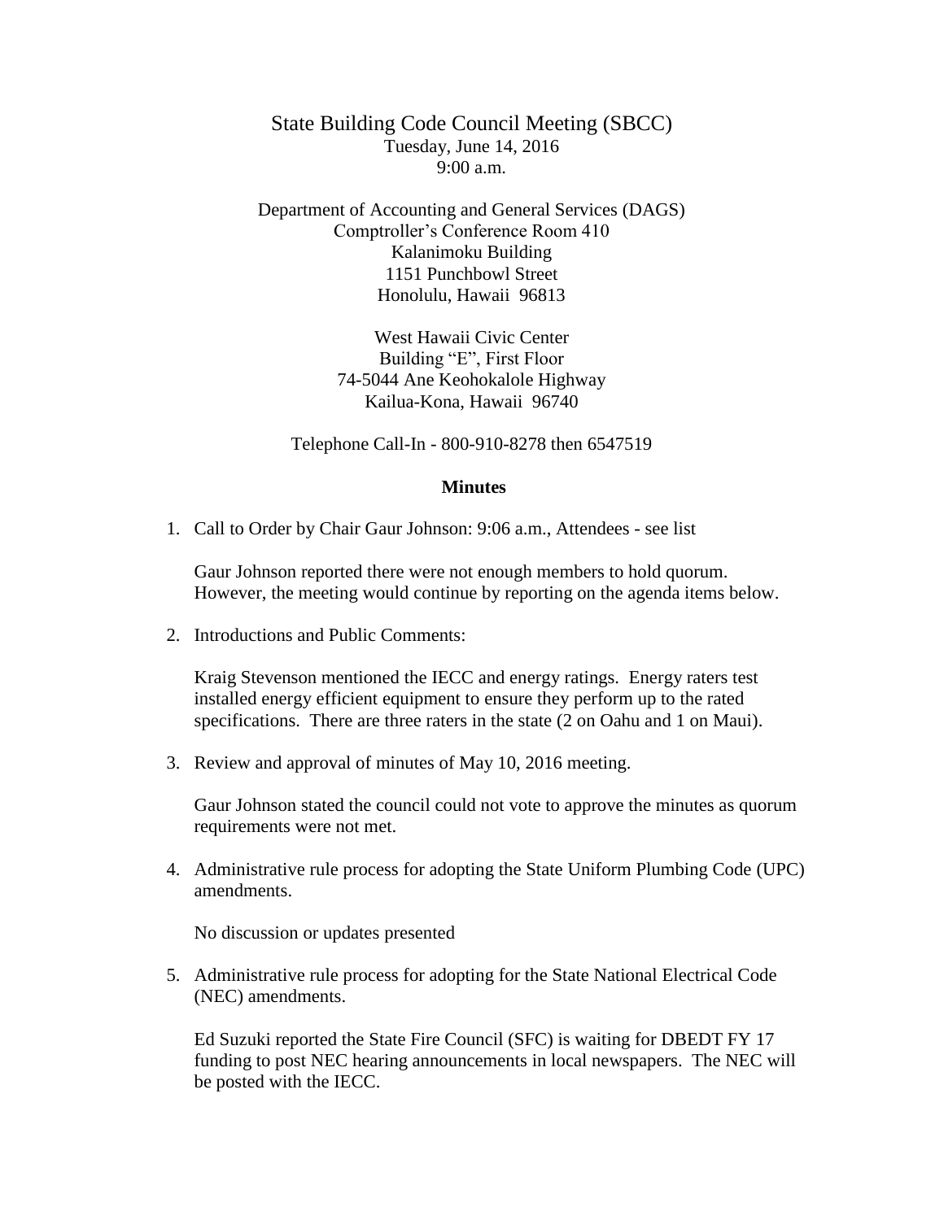# State Building Code Council Meeting (SBCC)

Tuesday, June 14, 2016
9:00 a.m.

Department of Accounting and General Services (DAGS)
Comptroller's Conference Room 410
Kalanimoku Building
1151 Punchbowl Street
Honolulu, Hawaii 96813

West Hawaii Civic Center
Building "E", First Floor
74-5044 Ane Keohokalole Highway
Kailua-Kona, Hawaii 96740

Telephone Call-In - 800-910-8278 then 6547519

**Minutes**

1. Call to Order by Chair Gaur Johnson: 9:06 a.m., Attendees - see list

   Gaur Johnson reported there were not enough members to hold quorum. However, the meeting would continue by reporting on the agenda items below.

2. Introductions and Public Comments:

   Kraig Stevenson mentioned the IECC and energy ratings. Energy raters test installed energy efficient equipment to ensure they perform up to the rated specifications. There are three raters in the state (2 on Oahu and 1 on Maui).

3. Review and approval of minutes of May 10, 2016 meeting.

   Gaur Johnson stated the council could not vote to approve the minutes as quorum requirements were not met.

4. Administrative rule process for adopting the State Uniform Plumbing Code (UPC) amendments.

   No discussion or updates presented

5. Administrative rule process for adopting for the State National Electrical Code (NEC) amendments.

   Ed Suzuki reported the State Fire Council (SFC) is waiting for DBEDT FY 17 funding to post NEC hearing announcements in local newspapers. The NEC will be posted with the IECC.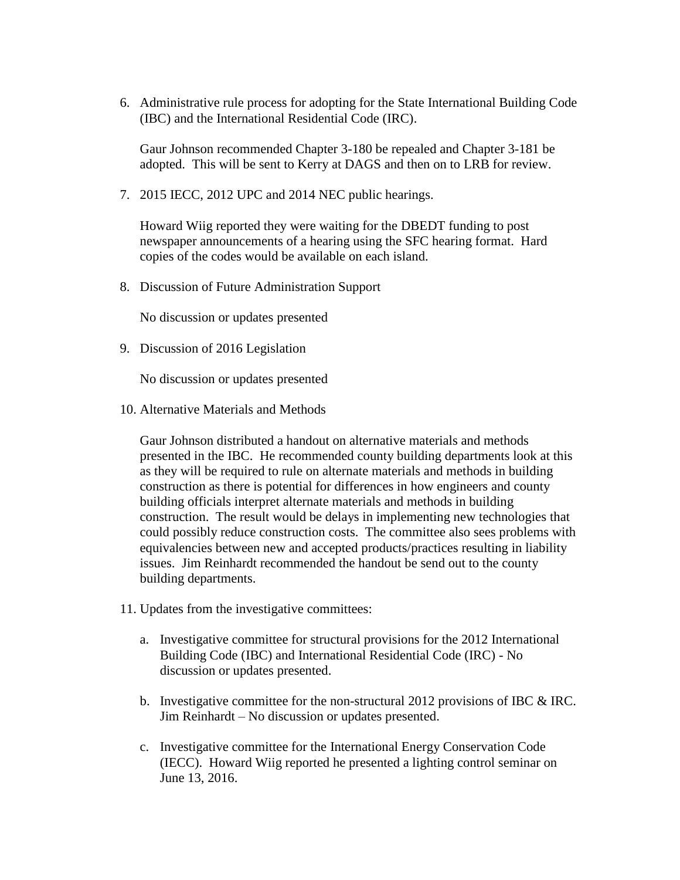6. Administrative rule process for adopting for the State International Building Code (IBC) and the International Residential Code (IRC).

   Gaur Johnson recommended Chapter 3-180 be repealed and Chapter 3-181 be adopted. This will be sent to Kerry at DAGS and then on to LRB for review.

7. 2015 IECC, 2012 UPC and 2014 NEC public hearings.

   Howard Wiig reported they were waiting for the DBEDT funding to post newspaper announcements of a hearing using the SFC hearing format. Hard copies of the codes would be available on each island.

8. Discussion of Future Administration Support

   No discussion or updates presented

9. Discussion of 2016 Legislation

   No discussion or updates presented

10. Alternative Materials and Methods

    Gaur Johnson distributed a handout on alternative materials and methods presented in the IBC. He recommended county building departments look at this as they will be required to rule on alternate materials and methods in building construction as there is potential for differences in how engineers and county building officials interpret alternate materials and methods in building construction. The result would be delays in implementing new technologies that could possibly reduce construction costs. The committee also sees problems with equivalencies between new and accepted products/practices resulting in liability issues. Jim Reinhardt recommended the handout be send out to the county building departments.

11. Updates from the investigative committees:

    a. Investigative committee for structural provisions for the 2012 International Building Code (IBC) and International Residential Code (IRC) - No discussion or updates presented.

    b. Investigative committee for the non-structural 2012 provisions of IBC & IRC. Jim Reinhardt – No discussion or updates presented.

    c. Investigative committee for the International Energy Conservation Code (IECC). Howard Wiig reported he presented a lighting control seminar on June 13, 2016.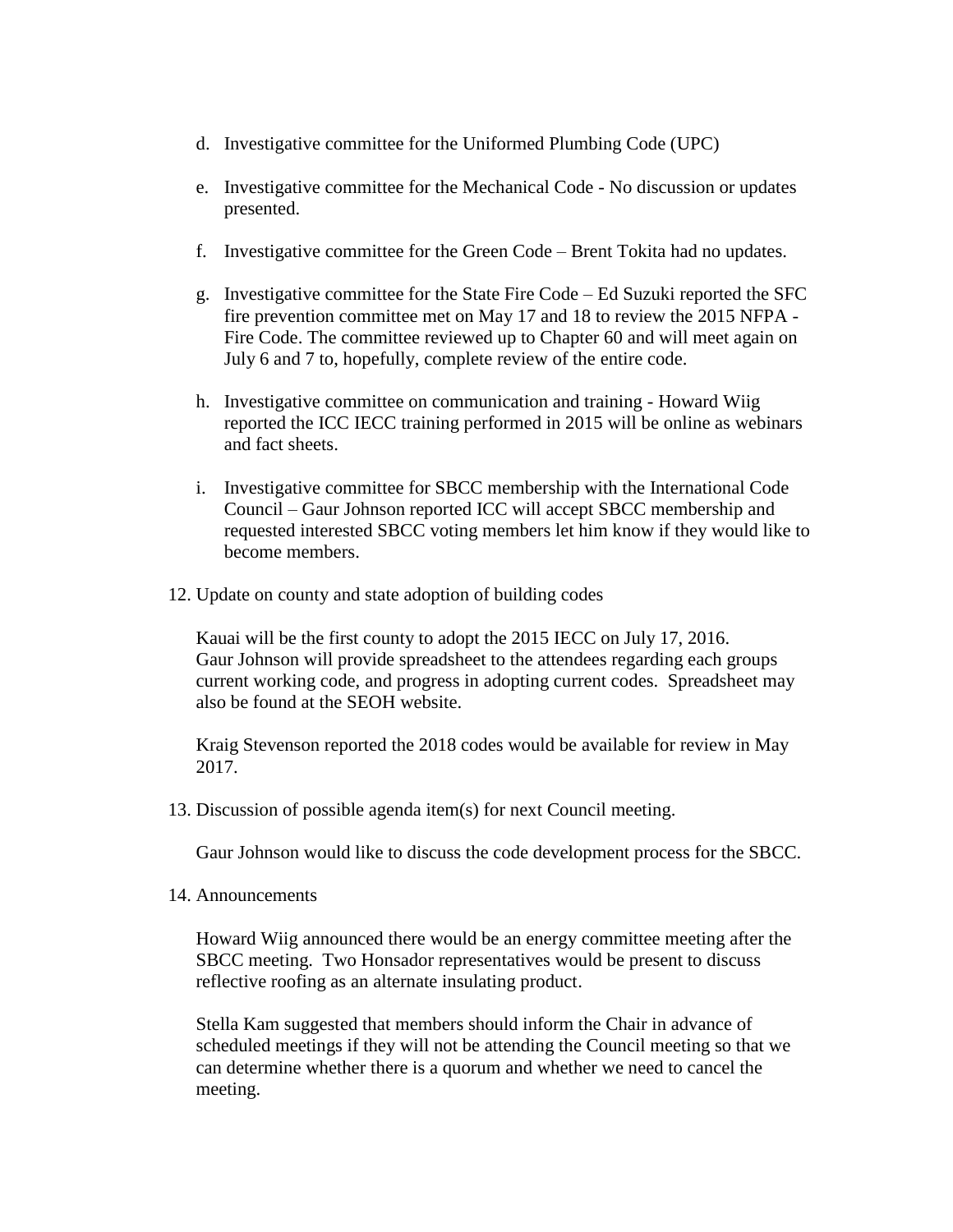d. Investigative committee for the Uniformed Plumbing Code (UPC)

e. Investigative committee for the Mechanical Code - No discussion or updates presented.

f. Investigative committee for the Green Code – Brent Tokita had no updates.

g. Investigative committee for the State Fire Code – Ed Suzuki reported the SFC fire prevention committee met on May 17 and 18 to review the 2015 NFPA - Fire Code. The committee reviewed up to Chapter 60 and will meet again on July 6 and 7 to, hopefully, complete review of the entire code.

h. Investigative committee on communication and training - Howard Wiig reported the ICC IECC training performed in 2015 will be online as webinars and fact sheets.

i. Investigative committee for SBCC membership with the International Code Council – Gaur Johnson reported ICC will accept SBCC membership and requested interested SBCC voting members let him know if they would like to become members.

12. Update on county and state adoption of building codes

    Kauai will be the first county to adopt the 2015 IECC on July 17, 2016. Gaur Johnson will provide spreadsheet to the attendees regarding each groups current working code, and progress in adopting current codes. Spreadsheet may also be found at the SEOH website.

    Kraig Stevenson reported the 2018 codes would be available for review in May 2017.

13. Discussion of possible agenda item(s) for next Council meeting.

    Gaur Johnson would like to discuss the code development process for the SBCC.

14. Announcements

    Howard Wiig announced there would be an energy committee meeting after the SBCC meeting. Two Honsador representatives would be present to discuss reflective roofing as an alternate insulating product.

    Stella Kam suggested that members should inform the Chair in advance of scheduled meetings if they will not be attending the Council meeting so that we can determine whether there is a quorum and whether we need to cancel the meeting.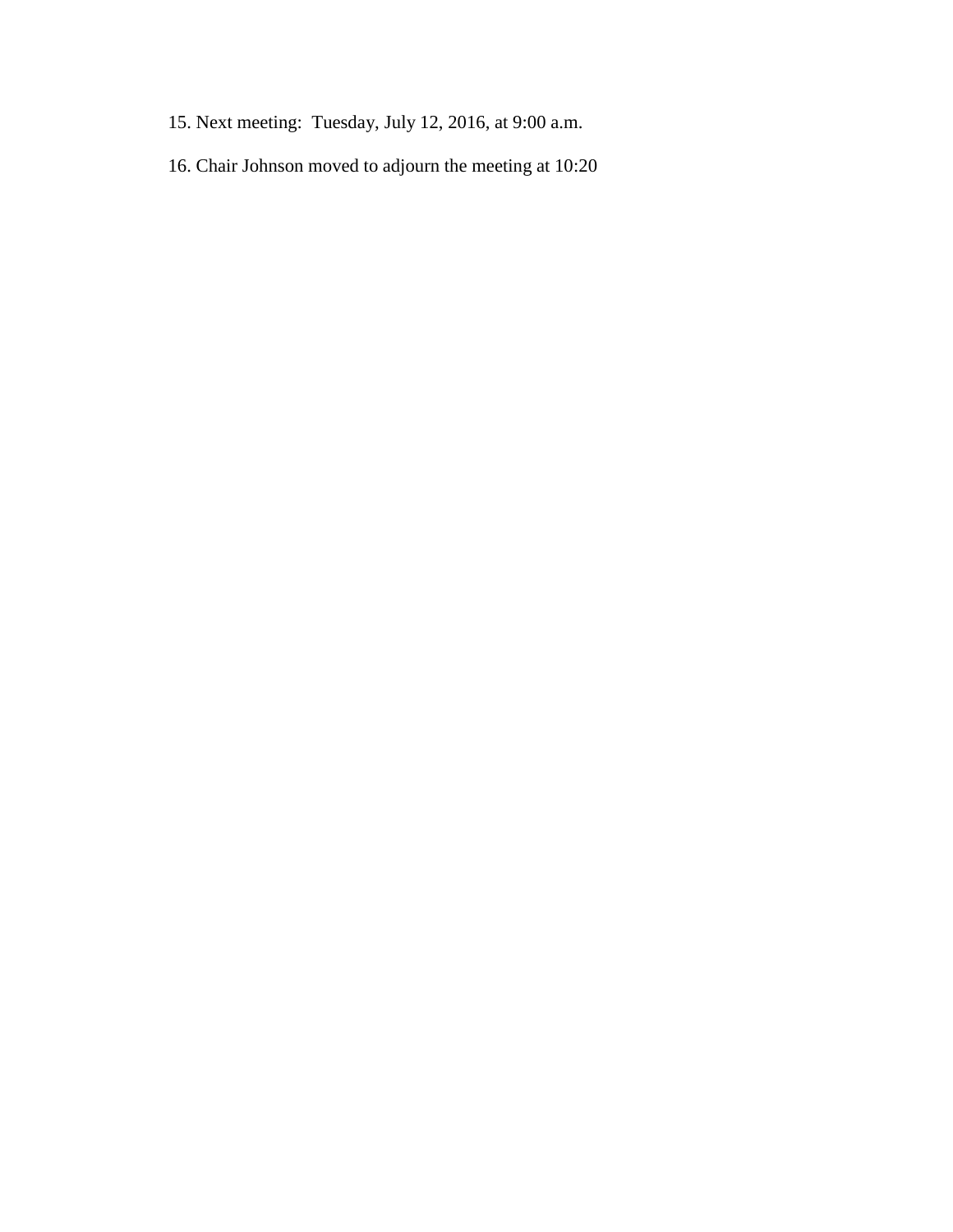15. Next meeting: Tuesday, July 12, 2016, at 9:00 a.m.

16. Chair Johnson moved to adjourn the meeting at 10:20